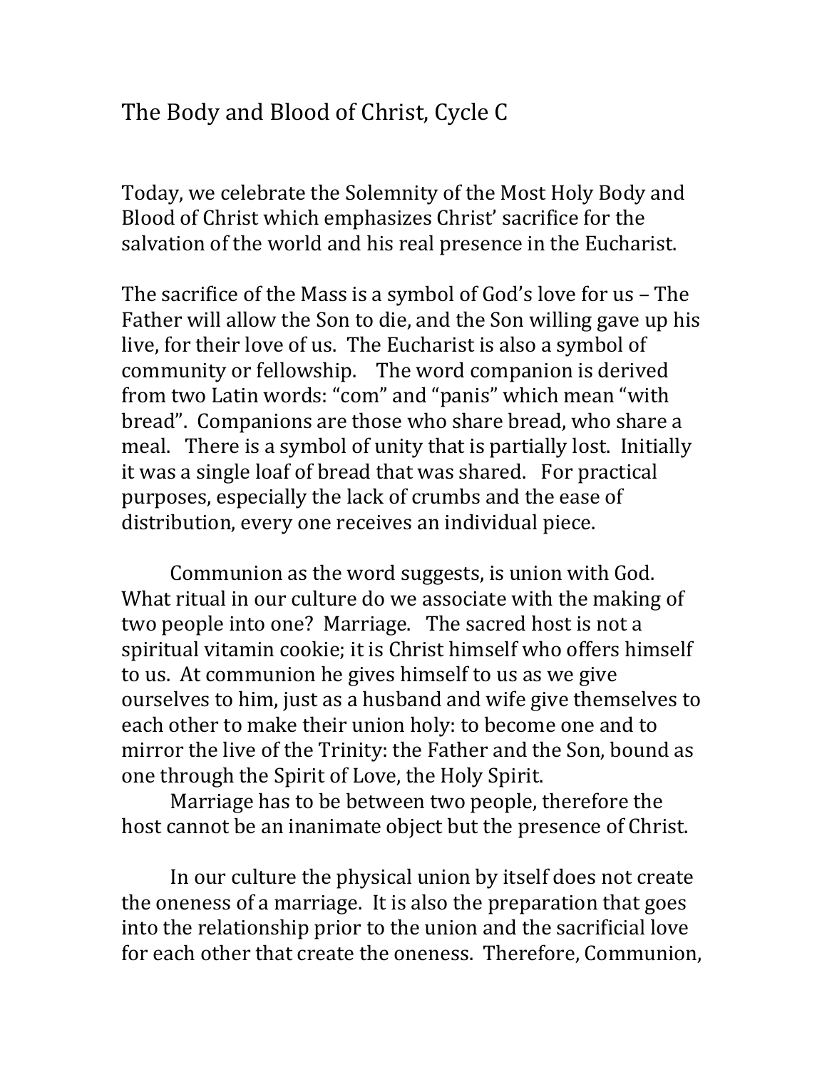# The Body and Blood of Christ, Cycle C

Today, we celebrate the Solemnity of the Most Holy Body and Blood of Christ which emphasizes Christ' sacrifice for the salvation of the world and his real presence in the Eucharist.

The sacrifice of the Mass is a symbol of God's love for us – The Father will allow the Son to die, and the Son willing gave up his live, for their love of us. The Eucharist is also a symbol of community or fellowship. The word companion is derived from two Latin words: "com" and "panis" which mean "with bread". Companions are those who share bread, who share a meal. There is a symbol of unity that is partially lost. Initially it was a single loaf of bread that was shared. For practical purposes, especially the lack of crumbs and the ease of distribution, every one receives an individual piece.

Communion as the word suggests, is union with God. What ritual in our culture do we associate with the making of two people into one? Marriage. The sacred host is not a spiritual vitamin cookie; it is Christ himself who offers himself to us. At communion he gives himself to us as we give ourselves to him, just as a husband and wife give themselves to each other to make their union holy: to become one and to mirror the live of the Trinity: the Father and the Son, bound as one through the Spirit of Love, the Holy Spirit.

Marriage has to be between two people, therefore the host cannot be an inanimate object but the presence of Christ.

In our culture the physical union by itself does not create the oneness of a marriage. It is also the preparation that goes into the relationship prior to the union and the sacrificial love for each other that create the oneness. Therefore, Communion,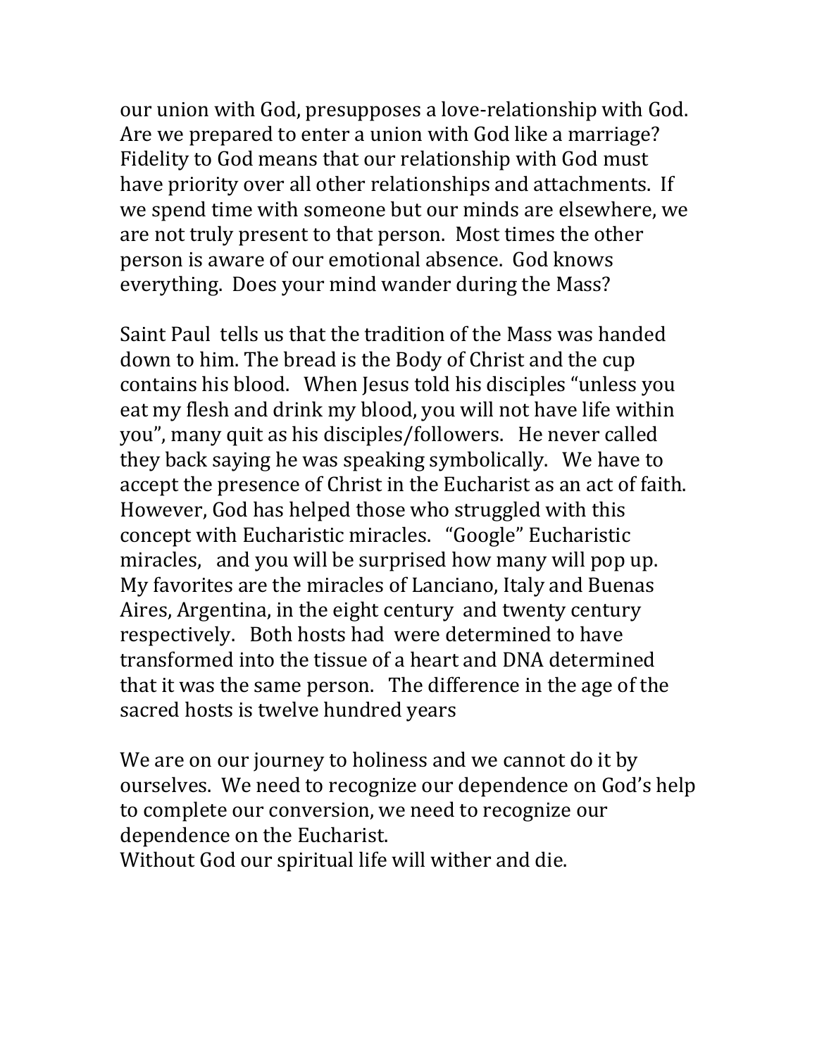our union with God, presupposes a love-relationship with God. Are we prepared to enter a union with God like a marriage? Fidelity to God means that our relationship with God must have priority over all other relationships and attachments. If we spend time with someone but our minds are elsewhere, we are not truly present to that person. Most times the other person is aware of our emotional absence. God knows everything. Does your mind wander during the Mass?

Saint Paul tells us that the tradition of the Mass was handed down to him. The bread is the Body of Christ and the cup contains his blood. When Jesus told his disciples "unless you eat my flesh and drink my blood, you will not have life within you", many quit as his disciples/followers. He never called they back saying he was speaking symbolically. We have to accept the presence of Christ in the Eucharist as an act of faith. However, God has helped those who struggled with this concept with Eucharistic miracles. "Google" Eucharistic miracles, and you will be surprised how many will pop up. My favorites are the miracles of Lanciano, Italy and Buenas Aires, Argentina, in the eight century and twenty century respectively. Both hosts had were determined to have transformed into the tissue of a heart and DNA determined that it was the same person. The difference in the age of the sacred hosts is twelve hundred years

We are on our journey to holiness and we cannot do it by ourselves. We need to recognize our dependence on God's help to complete our conversion, we need to recognize our dependence on the Eucharist.
Without God our spiritual life will wither and die.